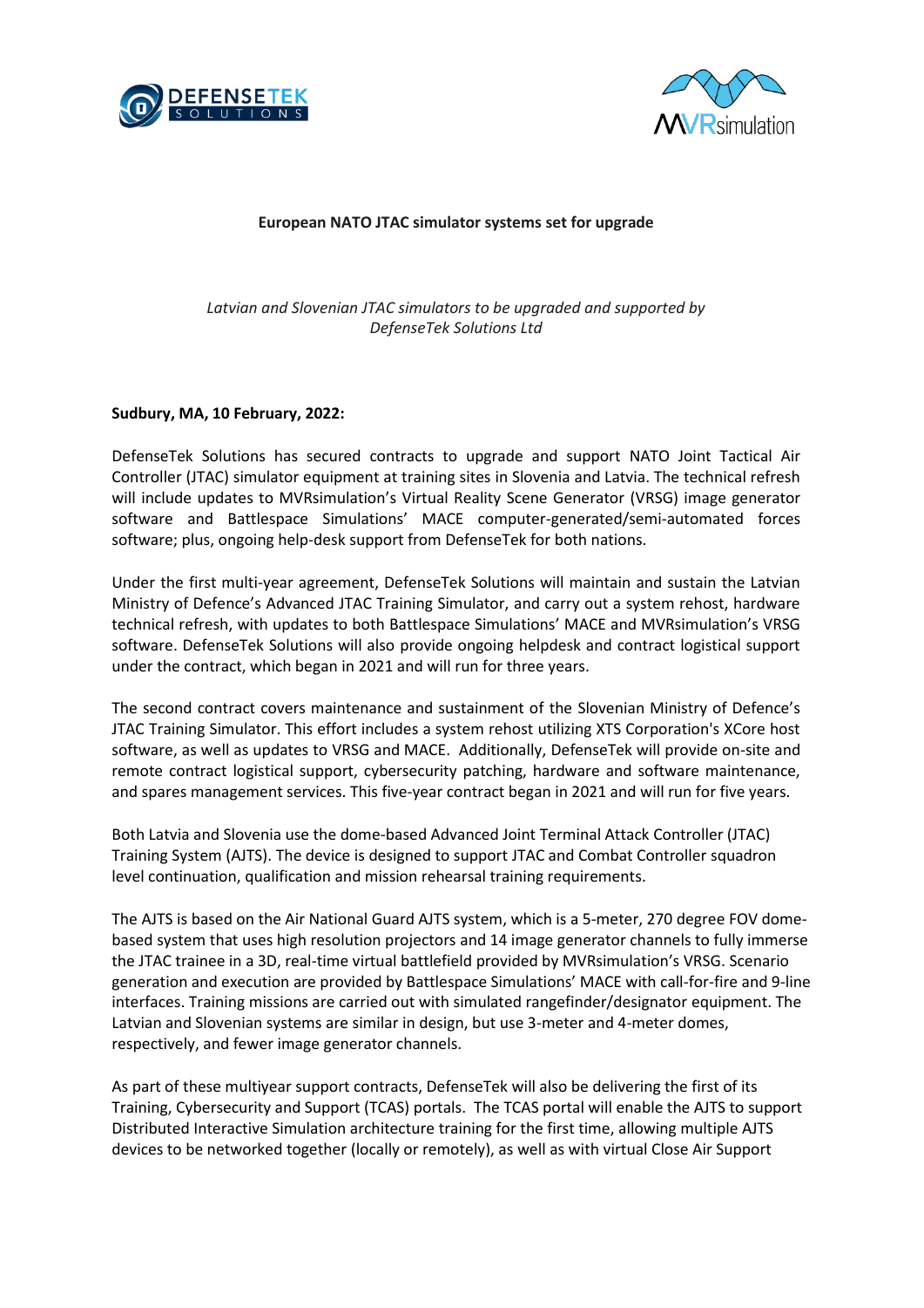**European NATO JTAC simulator systems set for upgrade**

*Latvian and Slovenian JTAC simulators to be upgraded and supported by DefenseTek Solutions Ltd*

**Sudbury, MA, 10 February, 2022:**

DefenseTek Solutions has secured contracts to upgrade and support NATO Joint Tactical Air Controller (JTAC) simulator equipment at training sites in Slovenia and Latvia. The technical refresh will include updates to MVRsimulation's Virtual Reality Scene Generator (VRSG) image generator software and Battlespace Simulations' MACE computer-generated/semi-automated forces software; plus, ongoing help-desk support from DefenseTek for both nations.

Under the first multi-year agreement, DefenseTek Solutions will maintain and sustain the Latvian Ministry of Defence's Advanced JTAC Training Simulator, and carry out a system rehost, hardware technical refresh, with updates to both Battlespace Simulations' MACE and MVRsimulation's VRSG software. DefenseTek Solutions will also provide ongoing helpdesk and contract logistical support under the contract, which began in 2021 and will run for three years.

The second contract covers maintenance and sustainment of the Slovenian Ministry of Defence's JTAC Training Simulator. This effort includes a system rehost utilizing XTS Corporation's XCore host software, as well as updates to VRSG and MACE. Additionally, DefenseTek will provide on-site and remote contract logistical support, cybersecurity patching, hardware and software maintenance, and spares management services. This five-year contract began in 2021 and will run for five years.

Both Latvia and Slovenia use the dome-based Advanced Joint Terminal Attack Controller (JTAC) Training System (AJTS). The device is designed to support JTAC and Combat Controller squadron level continuation, qualification and mission rehearsal training requirements.

The AJTS is based on the Air National Guard AJTS system, which is a 5-meter, 270 degree FOV dome-based system that uses high resolution projectors and 14 image generator channels to fully immerse the JTAC trainee in a 3D, real-time virtual battlefield provided by MVRsimulation's VRSG. Scenario generation and execution are provided by Battlespace Simulations' MACE with call-for-fire and 9-line interfaces. Training missions are carried out with simulated rangefinder/designator equipment. The Latvian and Slovenian systems are similar in design, but use 3-meter and 4-meter domes, respectively, and fewer image generator channels.

As part of these multiyear support contracts, DefenseTek will also be delivering the first of its Training, Cybersecurity and Support (TCAS) portals. The TCAS portal will enable the AJTS to support Distributed Interactive Simulation architecture training for the first time, allowing multiple AJTS devices to be networked together (locally or remotely), as well as with virtual Close Air Support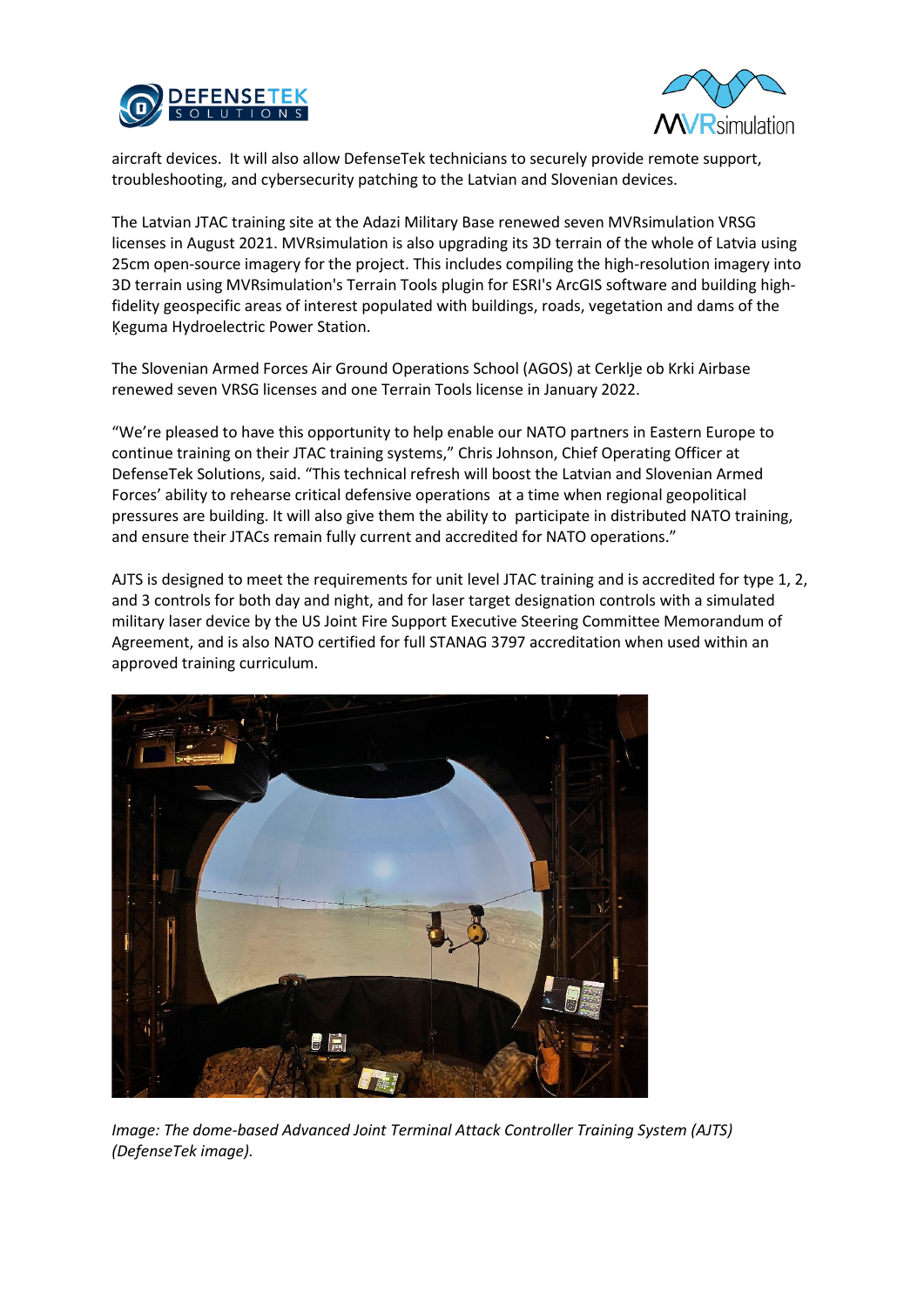aircraft devices. It will also allow DefenseTek technicians to securely provide remote support, troubleshooting, and cybersecurity patching to the Latvian and Slovenian devices.

The Latvian JTAC training site at the Adazi Military Base renewed seven MVRsimulation VRSG licenses in August 2021. MVRsimulation is also upgrading its 3D terrain of the whole of Latvia using 25cm open-source imagery for the project. This includes compiling the high-resolution imagery into 3D terrain using MVRsimulation's Terrain Tools plugin for ESRI's ArcGIS software and building high-fidelity geospecific areas of interest populated with buildings, roads, vegetation and dams of the Ķeguma Hydroelectric Power Station.

The Slovenian Armed Forces Air Ground Operations School (AGOS) at Cerklje ob Krki Airbase renewed seven VRSG licenses and one Terrain Tools license in January 2022.

"We're pleased to have this opportunity to help enable our NATO partners in Eastern Europe to continue training on their JTAC training systems," Chris Johnson, Chief Operating Officer at DefenseTek Solutions, said. "This technical refresh will boost the Latvian and Slovenian Armed Forces' ability to rehearse critical defensive operations at a time when regional geopolitical pressures are building. It will also give them the ability to participate in distributed NATO training, and ensure their JTACs remain fully current and accredited for NATO operations."

AJTS is designed to meet the requirements for unit level JTAC training and is accredited for type 1, 2, and 3 controls for both day and night, and for laser target designation controls with a simulated military laser device by the US Joint Fire Support Executive Steering Committee Memorandum of Agreement, and is also NATO certified for full STANAG 3797 accreditation when used within an approved training curriculum.

*Image: The dome-based Advanced Joint Terminal Attack Controller Training System (AJTS) (DefenseTek image).*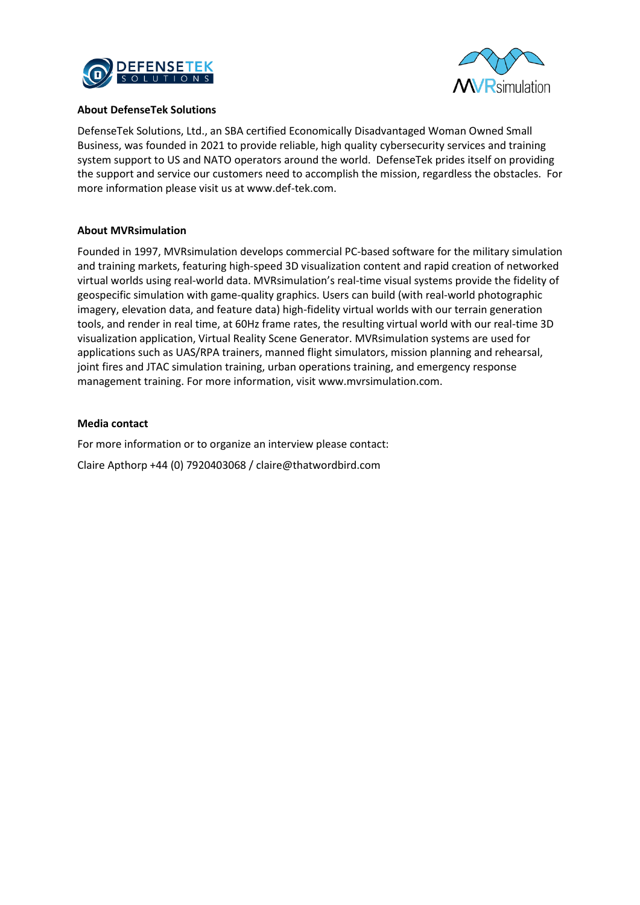**About DefenseTek Solutions**

DefenseTek Solutions, Ltd., an SBA certified Economically Disadvantaged Woman Owned Small Business, was founded in 2021 to provide reliable, high quality cybersecurity services and training system support to US and NATO operators around the world. DefenseTek prides itself on providing the support and service our customers need to accomplish the mission, regardless the obstacles. For more information please visit us at www.def-tek.com.

**About MVRsimulation**

Founded in 1997, MVRsimulation develops commercial PC-based software for the military simulation and training markets, featuring high-speed 3D visualization content and rapid creation of networked virtual worlds using real-world data. MVRsimulation's real-time visual systems provide the fidelity of geospecific simulation with game-quality graphics. Users can build (with real-world photographic imagery, elevation data, and feature data) high-fidelity virtual worlds with our terrain generation tools, and render in real time, at 60Hz frame rates, the resulting virtual world with our real-time 3D visualization application, Virtual Reality Scene Generator. MVRsimulation systems are used for applications such as UAS/RPA trainers, manned flight simulators, mission planning and rehearsal, joint fires and JTAC simulation training, urban operations training, and emergency response management training. For more information, visit www.mvrsimulation.com.

**Media contact**

For more information or to organize an interview please contact:

Claire Apthorp +44 (0) 7920403068 / claire@thatwordbird.com